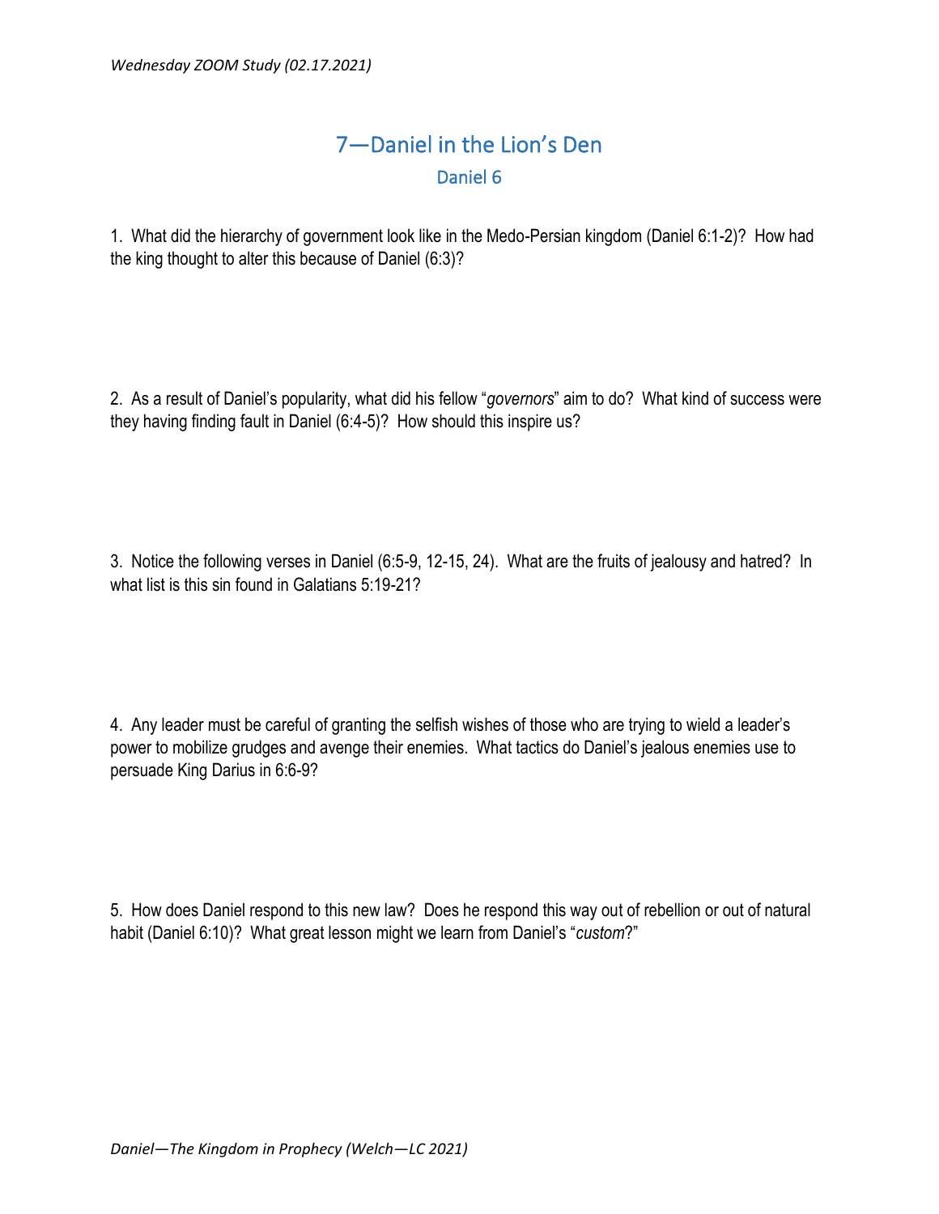# 7—Daniel in the Lion's Den

## Daniel 6

1. What did the hierarchy of government look like in the Medo-Persian kingdom (Daniel 6:1-2)? How had the king thought to alter this because of Daniel (6:3)?

2. As a result of Daniel's popularity, what did his fellow "*governors*" aim to do? What kind of success were they having finding fault in Daniel (6:4-5)? How should this inspire us?

3. Notice the following verses in Daniel (6:5-9, 12-15, 24). What are the fruits of jealousy and hatred? In what list is this sin found in Galatians 5:19-21?

4. Any leader must be careful of granting the selfish wishes of those who are trying to wield a leader's power to mobilize grudges and avenge their enemies. What tactics do Daniel's jealous enemies use to persuade King Darius in 6:6-9?

5. How does Daniel respond to this new law? Does he respond this way out of rebellion or out of natural habit (Daniel 6:10)? What great lesson might we learn from Daniel's "*custom*?"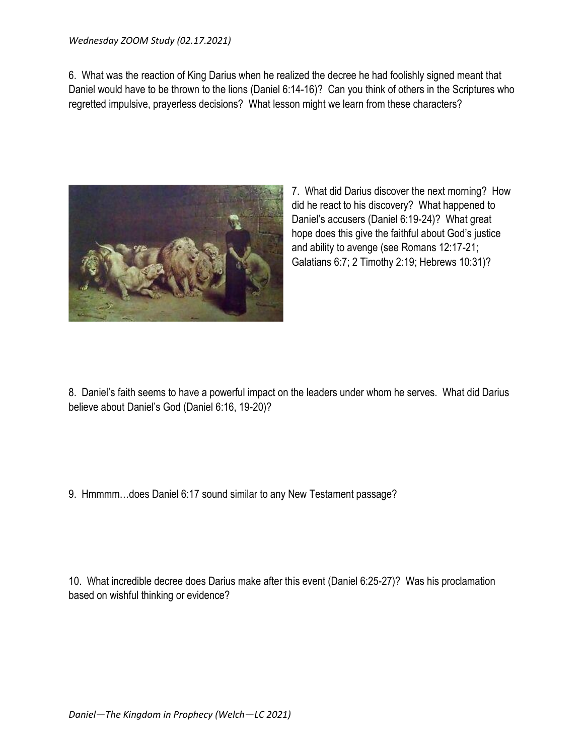6. What was the reaction of King Darius when he realized the decree he had foolishly signed meant that Daniel would have to be thrown to the lions (Daniel 6:14-16)? Can you think of others in the Scriptures who regretted impulsive, prayerless decisions? What lesson might we learn from these characters?

7. What did Darius discover the next morning? How did he react to his discovery? What happened to Daniel's accusers (Daniel 6:19-24)? What great hope does this give the faithful about God's justice and ability to avenge (see Romans 12:17-21; Galatians 6:7; 2 Timothy 2:19; Hebrews 10:31)?

8. Daniel's faith seems to have a powerful impact on the leaders under whom he serves. What did Darius believe about Daniel's God (Daniel 6:16, 19-20)?

9. Hmmmm…does Daniel 6:17 sound similar to any New Testament passage?

10. What incredible decree does Darius make after this event (Daniel 6:25-27)? Was his proclamation based on wishful thinking or evidence?